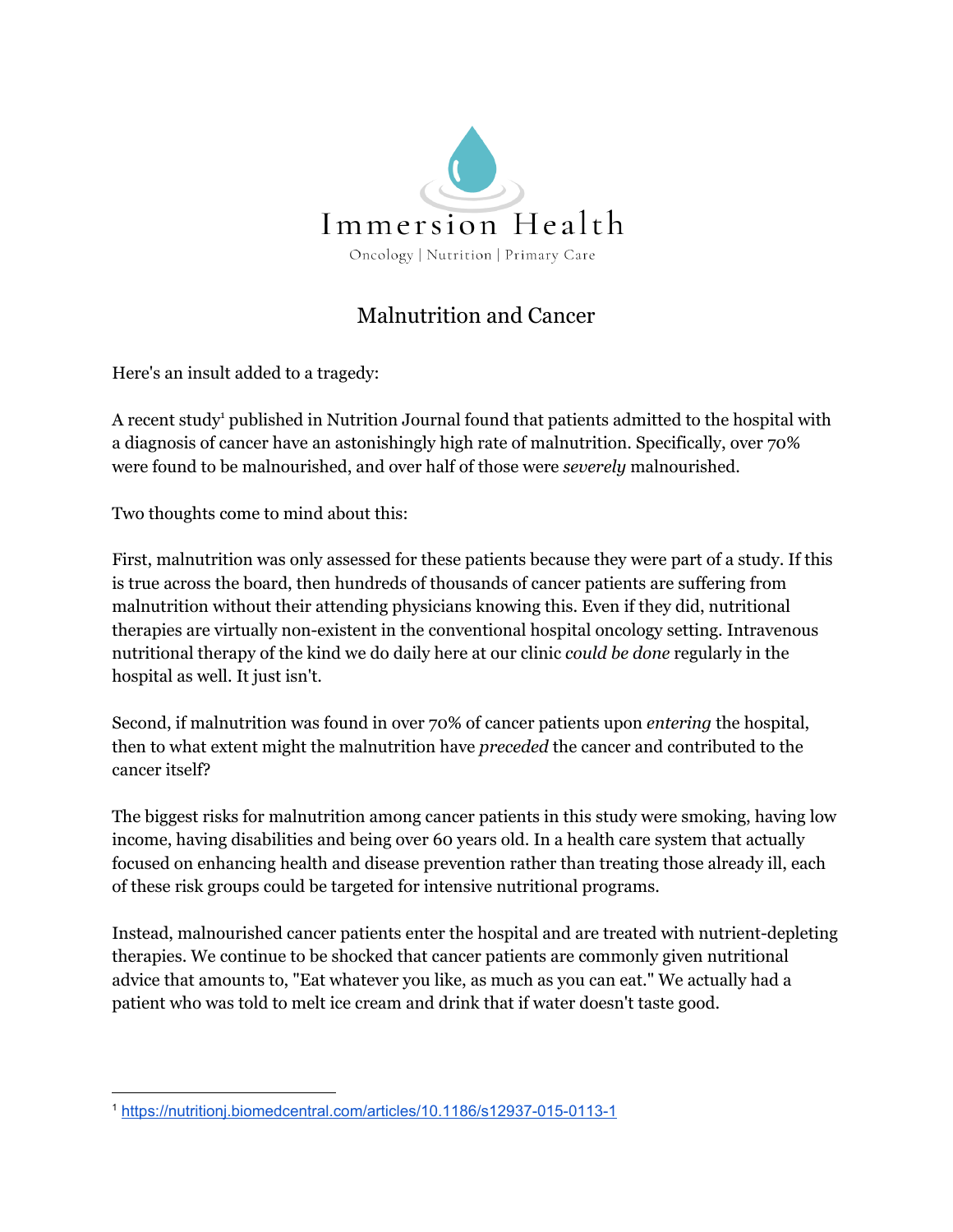Immersion Health

Oncology | Nutrition | Primary Care

# Malnutrition and Cancer

Here's an insult added to a tragedy:

A recent study[1] published in Nutrition Journal found that patients admitted to the hospital with a diagnosis of cancer have an astonishingly high rate of malnutrition. Specifically, over 70% were found to be malnourished, and over half of those were *severely* malnourished.

Two thoughts come to mind about this:

First, malnutrition was only assessed for these patients because they were part of a study. If this is true across the board, then hundreds of thousands of cancer patients are suffering from malnutrition without their attending physicians knowing this. Even if they did, nutritional therapies are virtually non-existent in the conventional hospital oncology setting. Intravenous nutritional therapy of the kind we do daily here at our clinic *could be done* regularly in the hospital as well. It just isn't.

Second, if malnutrition was found in over 70% of cancer patients upon *entering* the hospital, then to what extent might the malnutrition have *preceded* the cancer and contributed to the cancer itself?

The biggest risks for malnutrition among cancer patients in this study were smoking, having low income, having disabilities and being over 60 years old. In a health care system that actually focused on enhancing health and disease prevention rather than treating those already ill, each of these risk groups could be targeted for intensive nutritional programs.

Instead, malnourished cancer patients enter the hospital and are treated with nutrient-depleting therapies. We continue to be shocked that cancer patients are commonly given nutritional advice that amounts to, "Eat whatever you like, as much as you can eat." We actually had a patient who was told to melt ice cream and drink that if water doesn't taste good.

---

[1] https://nutritionj.biomedcentral.com/articles/10.1186/s12937-015-0113-1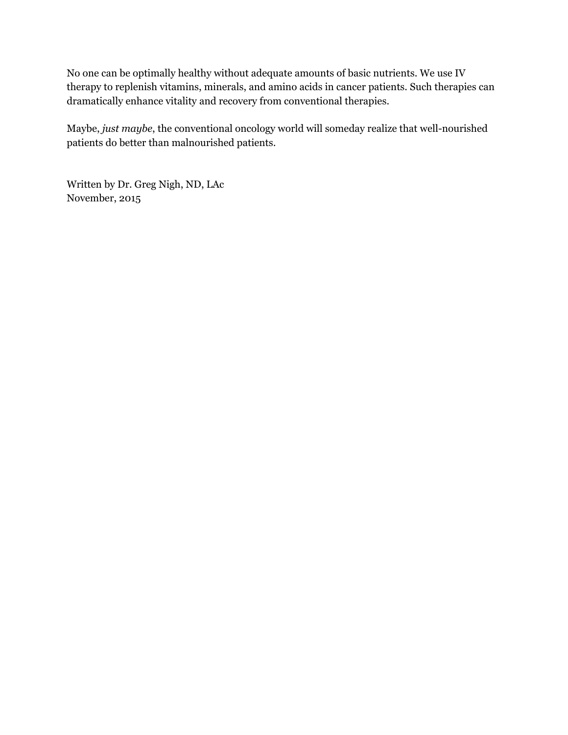No one can be optimally healthy without adequate amounts of basic nutrients. We use IV therapy to replenish vitamins, minerals, and amino acids in cancer patients. Such therapies can dramatically enhance vitality and recovery from conventional therapies.

Maybe, *just maybe*, the conventional oncology world will someday realize that well-nourished patients do better than malnourished patients.

Written by Dr. Greg Nigh, ND, LAc
November, 2015